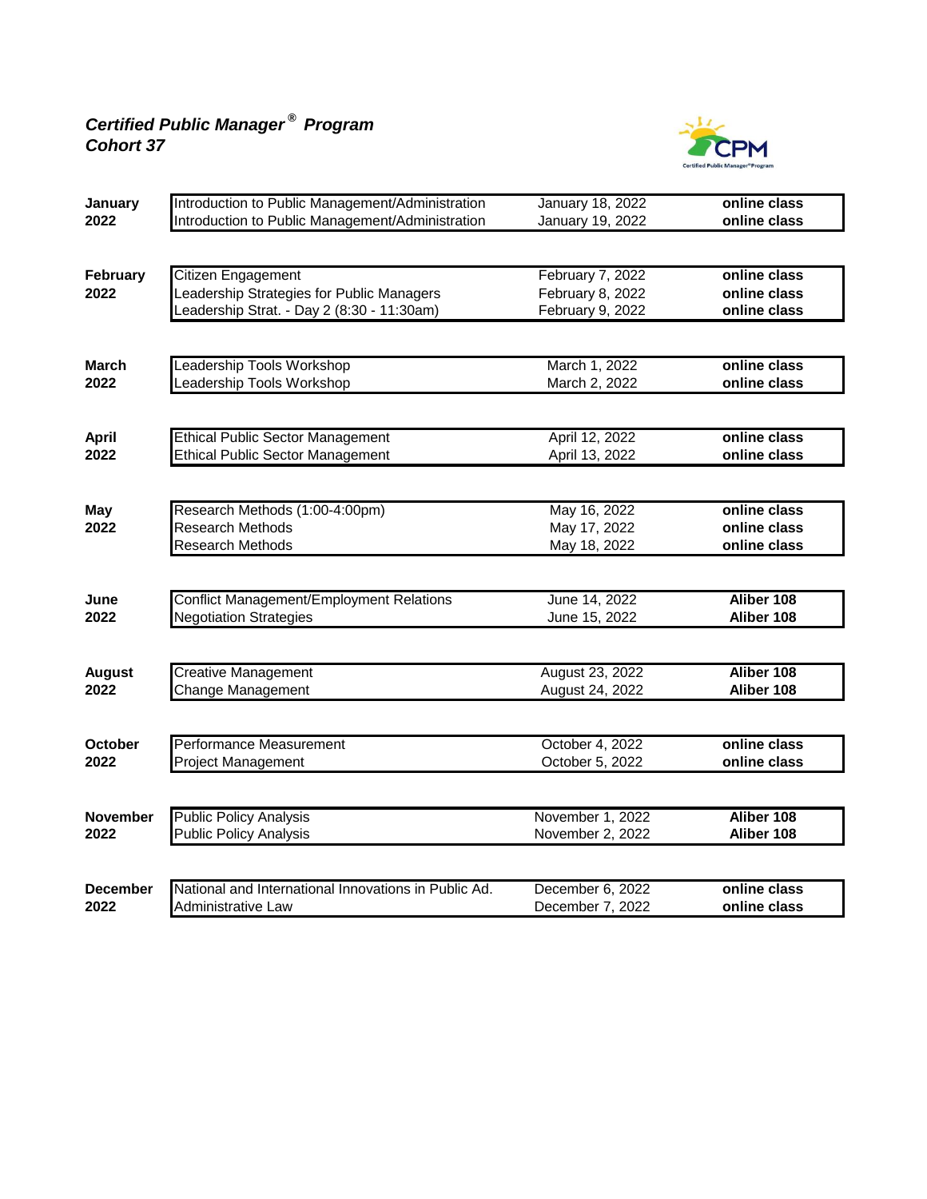***Certified Public Manager® Program***
***Cohort 37***

| Month | Course | Date | Location |
|---|---|---|---|
| **January 2022** | Introduction to Public Management/Administration | January 18, 2022 | **online class** |
| | Introduction to Public Management/Administration | January 19, 2022 | **online class** |
| **February 2022** | Citizen Engagement | February 7, 2022 | **online class** |
| | Leadership Strategies for Public Managers | February 8, 2022 | **online class** |
| | Leadership Strat. - Day 2 (8:30 - 11:30am) | February 9, 2022 | **online class** |
| **March 2022** | Leadership Tools Workshop | March 1, 2022 | **online class** |
| | Leadership Tools Workshop | March 2, 2022 | **online class** |
| **April 2022** | Ethical Public Sector Management | April 12, 2022 | **online class** |
| | Ethical Public Sector Management | April 13, 2022 | **online class** |
| **May 2022** | Research Methods (1:00-4:00pm) | May 16, 2022 | **online class** |
| | Research Methods | May 17, 2022 | **online class** |
| | Research Methods | May 18, 2022 | **online class** |
| **June 2022** | Conflict Management/Employment Relations | June 14, 2022 | **Aliber 108** |
| | Negotiation Strategies | June 15, 2022 | **Aliber 108** |
| **August 2022** | Creative Management | August 23, 2022 | **Aliber 108** |
| | Change Management | August 24, 2022 | **Aliber 108** |
| **October 2022** | Performance Measurement | October 4, 2022 | **online class** |
| | Project Management | October 5, 2022 | **online class** |
| **November 2022** | Public Policy Analysis | November 1, 2022 | **Aliber 108** |
| | Public Policy Analysis | November 2, 2022 | **Aliber 108** |
| **December 2022** | National and International Innovations in Public Ad. | December 6, 2022 | **online class** |
| | Administrative Law | December 7, 2022 | **online class** |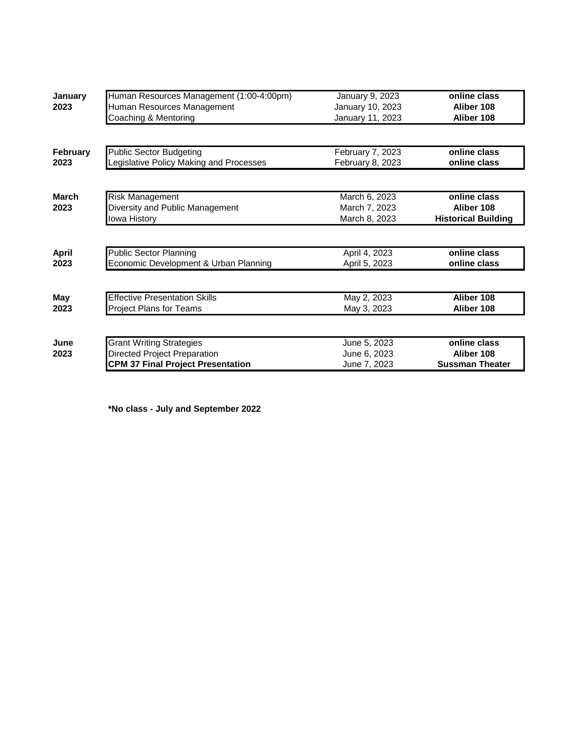| | | | |
|---|---|---|---|
| **January 2023** | Human Resources Management (1:00-4:00pm) | January 9, 2023 | **online class** |
| | Human Resources Management | January 10, 2023 | **Aliber 108** |
| | Coaching & Mentoring | January 11, 2023 | **Aliber 108** |
| **February 2023** | Public Sector Budgeting | February 7, 2023 | **online class** |
| | Legislative Policy Making and Processes | February 8, 2023 | **online class** |
| **March 2023** | Risk Management | March 6, 2023 | **online class** |
| | Diversity and Public Management | March 7, 2023 | **Aliber 108** |
| | Iowa History | March 8, 2023 | **Historical Building** |
| **April 2023** | Public Sector Planning | April 4, 2023 | **online class** |
| | Economic Development & Urban Planning | April 5, 2023 | **online class** |
| **May 2023** | Effective Presentation Skills | May 2, 2023 | **Aliber 108** |
| | Project Plans for Teams | May 3, 2023 | **Aliber 108** |
| **June 2023** | Grant Writing Strategies | June 5, 2023 | **online class** |
| | Directed Project Preparation | June 6, 2023 | **Aliber 108** |
| | **CPM 37 Final Project Presentation** | June 7, 2023 | **Sussman Theater** |

**\*No class - July and September 2022**